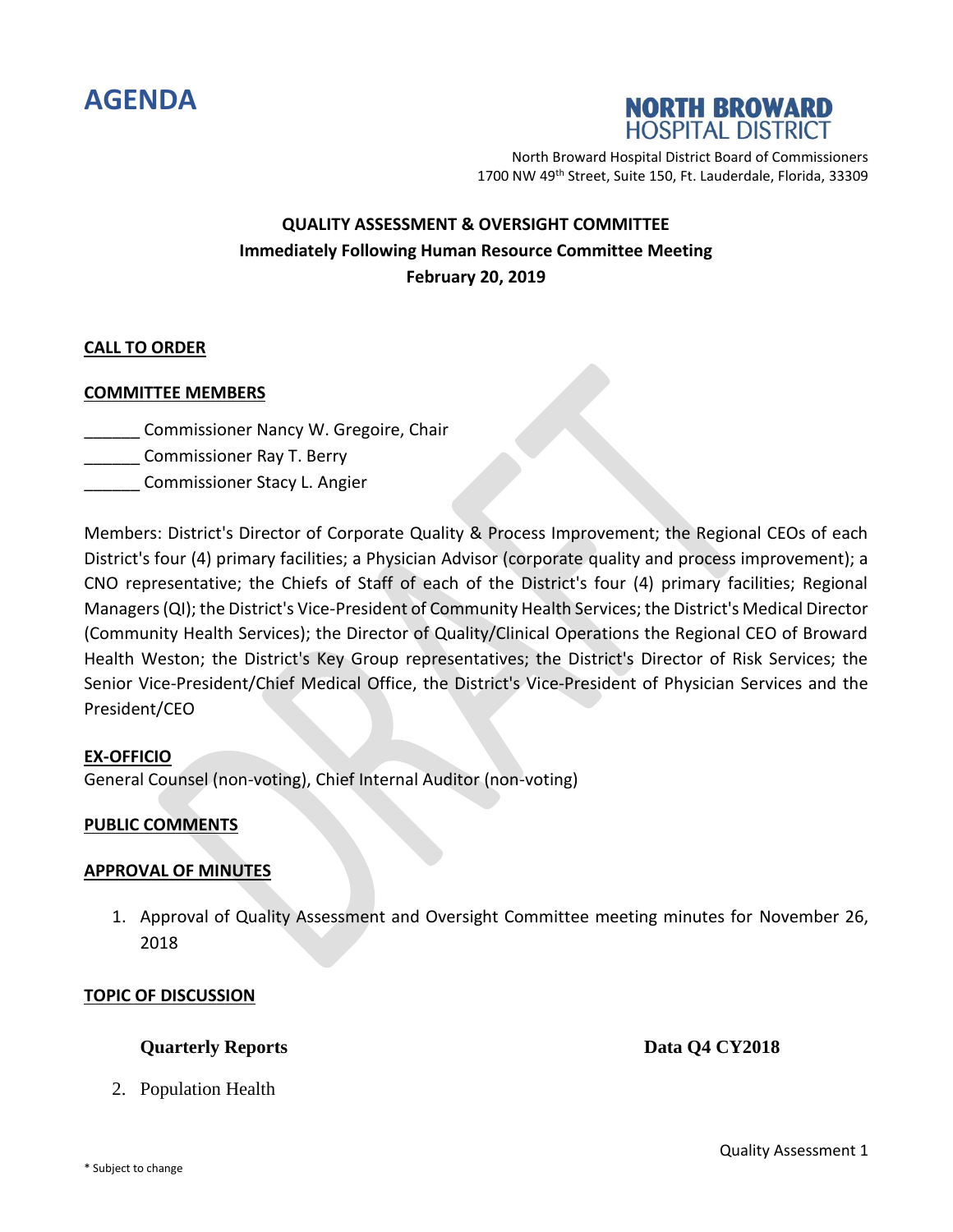# AGENDA

**NORTH BROWARD HOSPITAL DISTRICT**

North Broward Hospital District Board of Commissioners
1700 NW 49th Street, Suite 150, Ft. Lauderdale, Florida, 33309

**QUALITY ASSESSMENT & OVERSIGHT COMMITTEE**
**Immediately Following Human Resource Committee Meeting**
**February 20, 2019**

**CALL TO ORDER**

**COMMITTEE MEMBERS**

______ Commissioner Nancy W. Gregoire, Chair
______ Commissioner Ray T. Berry
______ Commissioner Stacy L. Angier

Members: District's Director of Corporate Quality & Process Improvement; the Regional CEOs of each District's four (4) primary facilities; a Physician Advisor (corporate quality and process improvement); a CNO representative; the Chiefs of Staff of each of the District's four (4) primary facilities; Regional Managers (QI); the District's Vice-President of Community Health Services; the District's Medical Director (Community Health Services); the Director of Quality/Clinical Operations the Regional CEO of Broward Health Weston; the District's Key Group representatives; the District's Director of Risk Services; the Senior Vice-President/Chief Medical Office, the District's Vice-President of Physician Services and the President/CEO

**EX-OFFICIO**
General Counsel (non-voting), Chief Internal Auditor (non-voting)

**PUBLIC COMMENTS**

**APPROVAL OF MINUTES**

1. Approval of Quality Assessment and Oversight Committee meeting minutes for November 26, 2018

**TOPIC OF DISCUSSION**

**Quarterly Reports** **Data Q4 CY2018**

2. Population Health

\* Subject to change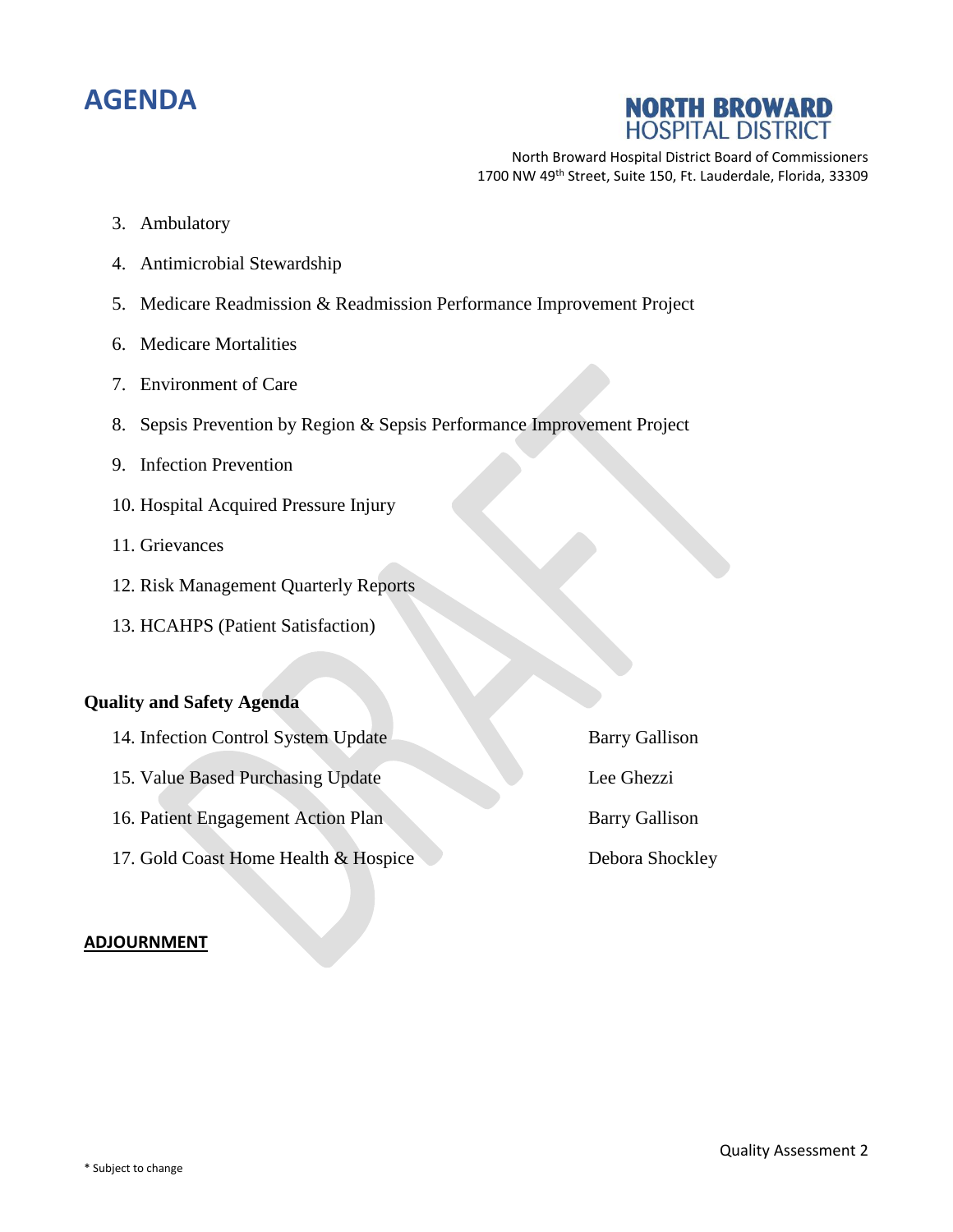# AGENDA

**NORTH BROWARD HOSPITAL DISTRICT**

North Broward Hospital District Board of Commissioners
1700 NW 49th Street, Suite 150, Ft. Lauderdale, Florida, 33309

3. Ambulatory
4. Antimicrobial Stewardship
5. Medicare Readmission & Readmission Performance Improvement Project
6. Medicare Mortalities
7. Environment of Care
8. Sepsis Prevention by Region & Sepsis Performance Improvement Project
9. Infection Prevention
10. Hospital Acquired Pressure Injury
11. Grievances
12. Risk Management Quarterly Reports
13. HCAHPS (Patient Satisfaction)

**Quality and Safety Agenda**

| | |
|---|---|
| 14. Infection Control System Update | Barry Gallison |
| 15. Value Based Purchasing Update | Lee Ghezzi |
| 16. Patient Engagement Action Plan | Barry Gallison |
| 17. Gold Coast Home Health & Hospice | Debora Shockley |

**ADJOURNMENT**

Quality Assessment 2

* Subject to change